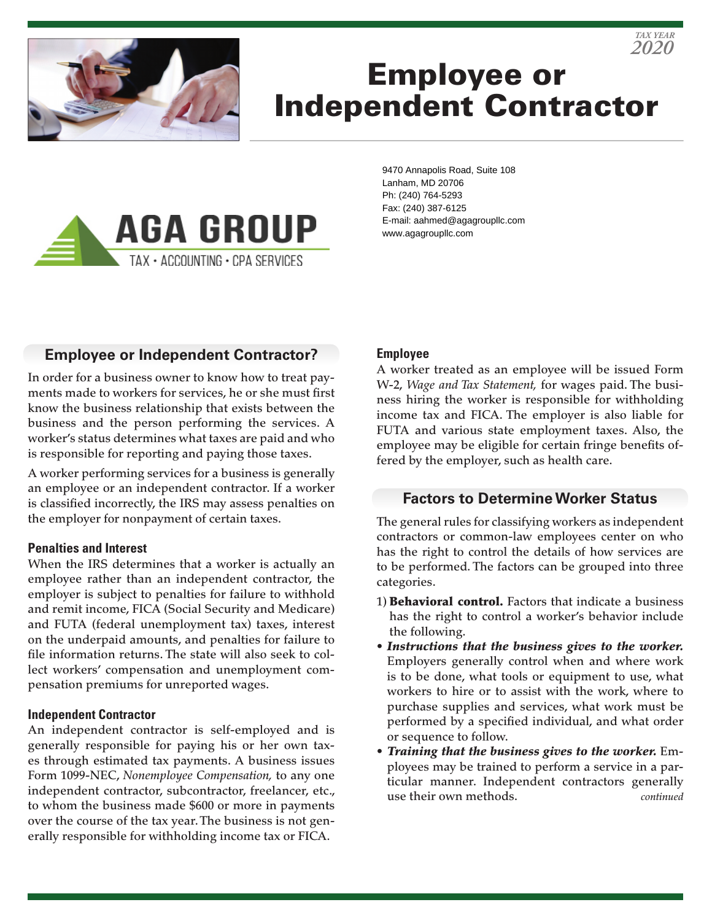TAX YEAR
2020

# Employee or Independent Contractor

AGA GROUP
TAX • ACCOUNTING • CPA SERVICES

9470 Annapolis Road, Suite 108
Lanham, MD 20706
Ph: (240) 764-5293
Fax: (240) 387-6125
E-mail: aahmed@agagroupllc.com
www.agagroupllc.com

## Employee or Independent Contractor?

In order for a business owner to know how to treat payments made to workers for services, he or she must first know the business relationship that exists between the business and the person performing the services. A worker's status determines what taxes are paid and who is responsible for reporting and paying those taxes.

A worker performing services for a business is generally an employee or an independent contractor. If a worker is classified incorrectly, the IRS may assess penalties on the employer for nonpayment of certain taxes.

### Penalties and Interest

When the IRS determines that a worker is actually an employee rather than an independent contractor, the employer is subject to penalties for failure to withhold and remit income, FICA (Social Security and Medicare) and FUTA (federal unemployment tax) taxes, interest on the underpaid amounts, and penalties for failure to file information returns. The state will also seek to collect workers' compensation and unemployment compensation premiums for unreported wages.

### Independent Contractor

An independent contractor is self-employed and is generally responsible for paying his or her own taxes through estimated tax payments. A business issues Form 1099-NEC, *Nonemployee Compensation,* to any one independent contractor, subcontractor, freelancer, etc., to whom the business made $600 or more in payments over the course of the tax year. The business is not generally responsible for withholding income tax or FICA.

### Employee

A worker treated as an employee will be issued Form W-2, *Wage and Tax Statement,* for wages paid. The business hiring the worker is responsible for withholding income tax and FICA. The employer is also liable for FUTA and various state employment taxes. Also, the employee may be eligible for certain fringe benefits offered by the employer, such as health care.

## Factors to Determine Worker Status

The general rules for classifying workers as independent contractors or common-law employees center on who has the right to control the details of how services are to be performed. The factors can be grouped into three categories.

1) **Behavioral control.** Factors that indicate a business has the right to control a worker's behavior include the following.

- ***Instructions that the business gives to the worker.*** Employers generally control when and where work is to be done, what tools or equipment to use, what workers to hire or to assist with the work, where to purchase supplies and services, what work must be performed by a specified individual, and what order or sequence to follow.
- ***Training that the business gives to the worker.*** Employees may be trained to perform a service in a particular manner. Independent contractors generally use their own methods.

*continued*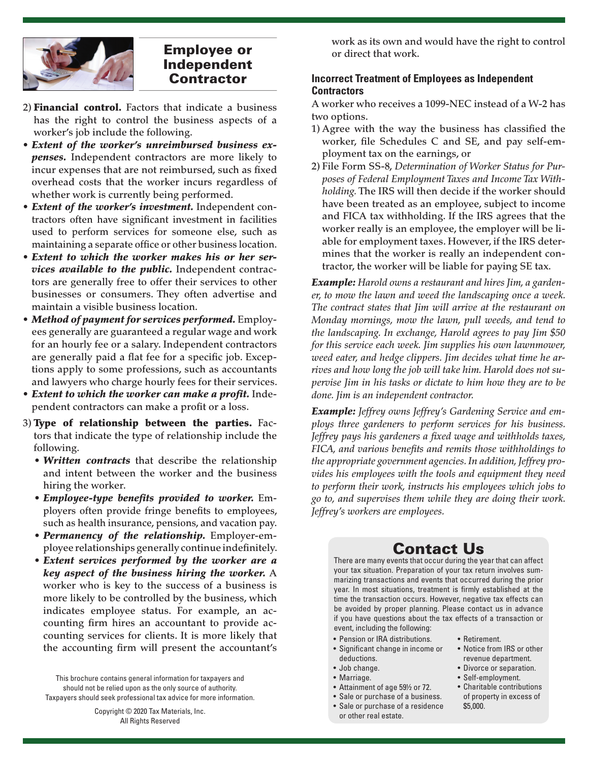# Employee or Independent Contractor

2) **Financial control.** Factors that indicate a business has the right to control the business aspects of a worker's job include the following.

- ***Extent of the worker's unreimbursed business expenses.*** Independent contractors are more likely to incur expenses that are not reimbursed, such as fixed overhead costs that the worker incurs regardless of whether work is currently being performed.
- ***Extent of the worker's investment.*** Independent contractors often have significant investment in facilities used to perform services for someone else, such as maintaining a separate office or other business location.
- ***Extent to which the worker makes his or her services available to the public.*** Independent contractors are generally free to offer their services to other businesses or consumers. They often advertise and maintain a visible business location.
- ***Method of payment for services performed.*** Employees generally are guaranteed a regular wage and work for an hourly fee or a salary. Independent contractors are generally paid a flat fee for a specific job. Exceptions apply to some professions, such as accountants and lawyers who charge hourly fees for their services.
- ***Extent to which the worker can make a profit.*** Independent contractors can make a profit or a loss.

3) **Type of relationship between the parties.** Factors that indicate the type of relationship include the following.

- ***Written contracts*** that describe the relationship and intent between the worker and the business hiring the worker.
- ***Employee-type benefits provided to worker.*** Employers often provide fringe benefits to employees, such as health insurance, pensions, and vacation pay.
- ***Permanency of the relationship.*** Employer-employee relationships generally continue indefinitely.
- ***Extent services performed by the worker are a key aspect of the business hiring the worker.*** A worker who is key to the success of a business is more likely to be controlled by the business, which indicates employee status. For example, an accounting firm hires an accountant to provide accounting services for clients. It is more likely that the accounting firm will present the accountant's work as its own and would have the right to control or direct that work.

### Incorrect Treatment of Employees as Independent Contractors

A worker who receives a 1099-NEC instead of a W-2 has two options.

1) Agree with the way the business has classified the worker, file Schedules C and SE, and pay self-employment tax on the earnings, or
2) File Form SS-8, *Determination of Worker Status for Purposes of Federal Employment Taxes and Income Tax Withholding.* The IRS will then decide if the worker should have been treated as an employee, subject to income and FICA tax withholding. If the IRS agrees that the worker really is an employee, the employer will be liable for employment taxes. However, if the IRS determines that the worker is really an independent contractor, the worker will be liable for paying SE tax.

***Example:*** *Harold owns a restaurant and hires Jim, a gardener, to mow the lawn and weed the landscaping once a week. The contract states that Jim will arrive at the restaurant on Monday mornings, mow the lawn, pull weeds, and tend to the landscaping. In exchange, Harold agrees to pay Jim $50 for this service each week. Jim supplies his own lawnmower, weed eater, and hedge clippers. Jim decides what time he arrives and how long the job will take him. Harold does not supervise Jim in his tasks or dictate to him how they are to be done. Jim is an independent contractor.*

***Example:*** *Jeffrey owns Jeffrey's Gardening Service and employs three gardeners to perform services for his business. Jeffrey pays his gardeners a fixed wage and withholds taxes, FICA, and various benefits and remits those withholdings to the appropriate government agencies. In addition, Jeffrey provides his employees with the tools and equipment they need to perform their work, instructs his employees which jobs to go to, and supervises them while they are doing their work. Jeffrey's workers are employees.*

## Contact Us

There are many events that occur during the year that can affect your tax situation. Preparation of your tax return involves summarizing transactions and events that occurred during the prior year. In most situations, treatment is firmly established at the time the transaction occurs. However, negative tax effects can be avoided by proper planning. Please contact us in advance if you have questions about the tax effects of a transaction or event, including the following:

- Pension or IRA distributions.
- Significant change in income or deductions.
- Job change.
- Marriage.
- Attainment of age 59½ or 72.
- Sale or purchase of a business.
- Sale or purchase of a residence or other real estate.
- Retirement.
- Notice from IRS or other revenue department.
- Divorce or separation.
- Self-employment.
- Charitable contributions of property in excess of $5,000.

This brochure contains general information for taxpayers and should not be relied upon as the only source of authority. Taxpayers should seek professional tax advice for more information.

Copyright © 2020 Tax Materials, Inc. All Rights Reserved